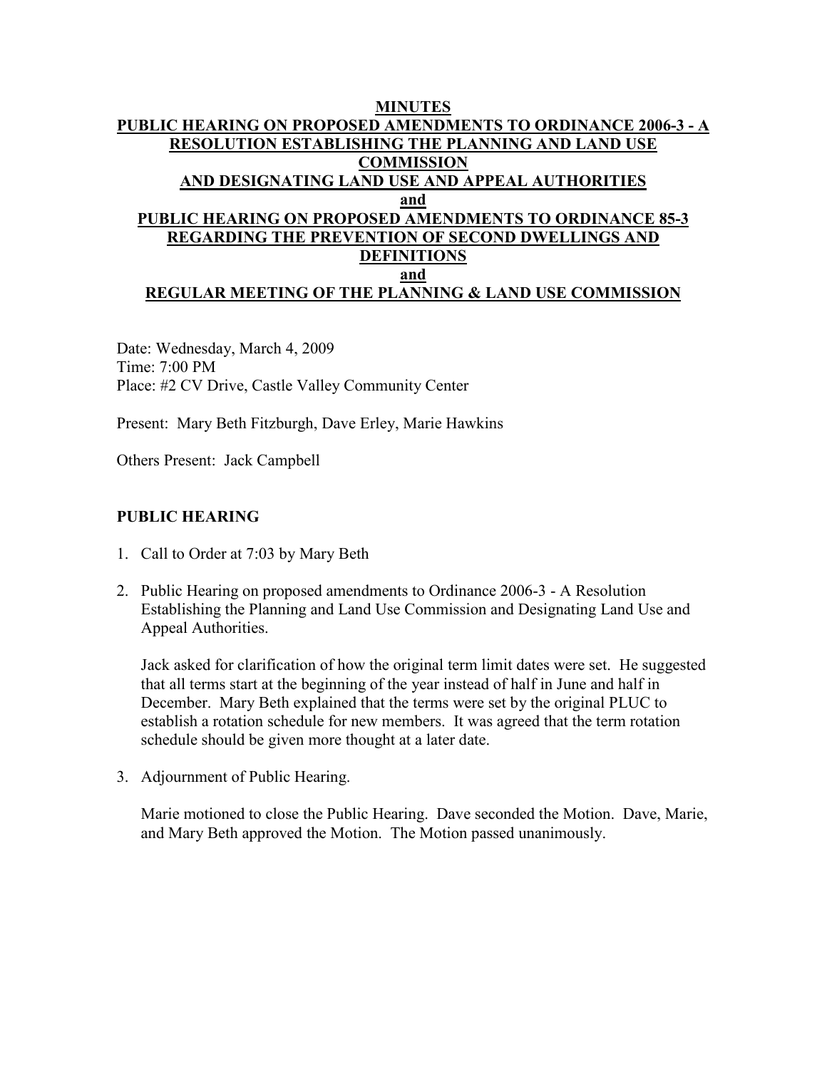# MINUTES

## PUBLIC HEARING ON PROPOSED AMENDMENTS TO ORDINANCE 2006-3 - A RESOLUTION ESTABLISHING THE PLANNING AND LAND USE COMMISSION AND DESIGNATING LAND USE AND APPEAL AUTHORITIES

## and

## PUBLIC HEARING ON PROPOSED AMENDMENTS TO ORDINANCE 85-3 REGARDING THE PREVENTION OF SECOND DWELLINGS AND DEFINITIONS

## and

## REGULAR MEETING OF THE PLANNING & LAND USE COMMISSION

Date: Wednesday, March 4, 2009
Time: 7:00 PM
Place: #2 CV Drive, Castle Valley Community Center

Present: Mary Beth Fitzburgh, Dave Erley, Marie Hawkins

Others Present: Jack Campbell

### PUBLIC HEARING

1. Call to Order at 7:03 by Mary Beth

2. Public Hearing on proposed amendments to Ordinance 2006-3 - A Resolution Establishing the Planning and Land Use Commission and Designating Land Use and Appeal Authorities.

   Jack asked for clarification of how the original term limit dates were set. He suggested that all terms start at the beginning of the year instead of half in June and half in December. Mary Beth explained that the terms were set by the original PLUC to establish a rotation schedule for new members. It was agreed that the term rotation schedule should be given more thought at a later date.

3. Adjournment of Public Hearing.

   Marie motioned to close the Public Hearing. Dave seconded the Motion. Dave, Marie, and Mary Beth approved the Motion. The Motion passed unanimously.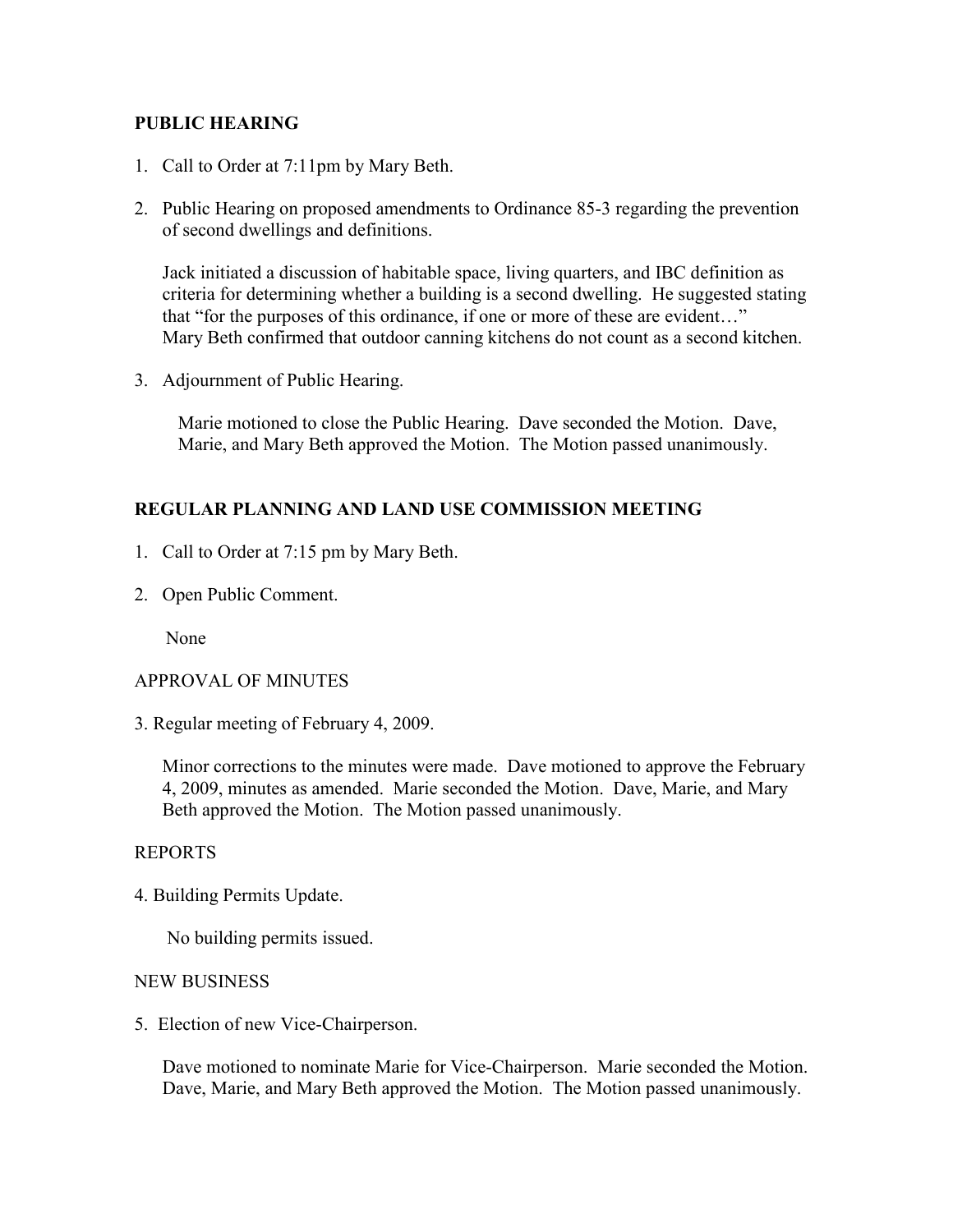**PUBLIC HEARING**

1. Call to Order at 7:11pm by Mary Beth.

2. Public Hearing on proposed amendments to Ordinance 85-3 regarding the prevention of second dwellings and definitions.

   Jack initiated a discussion of habitable space, living quarters, and IBC definition as criteria for determining whether a building is a second dwelling. He suggested stating that "for the purposes of this ordinance, if one or more of these are evident…" Mary Beth confirmed that outdoor canning kitchens do not count as a second kitchen.

3. Adjournment of Public Hearing.

   Marie motioned to close the Public Hearing. Dave seconded the Motion. Dave, Marie, and Mary Beth approved the Motion. The Motion passed unanimously.

**REGULAR PLANNING AND LAND USE COMMISSION MEETING**

1. Call to Order at 7:15 pm by Mary Beth.

2. Open Public Comment.

   None

APPROVAL OF MINUTES

3. Regular meeting of February 4, 2009.

   Minor corrections to the minutes were made. Dave motioned to approve the February 4, 2009, minutes as amended. Marie seconded the Motion. Dave, Marie, and Mary Beth approved the Motion. The Motion passed unanimously.

REPORTS

4. Building Permits Update.

   No building permits issued.

NEW BUSINESS

5. Election of new Vice-Chairperson.

   Dave motioned to nominate Marie for Vice-Chairperson. Marie seconded the Motion. Dave, Marie, and Mary Beth approved the Motion. The Motion passed unanimously.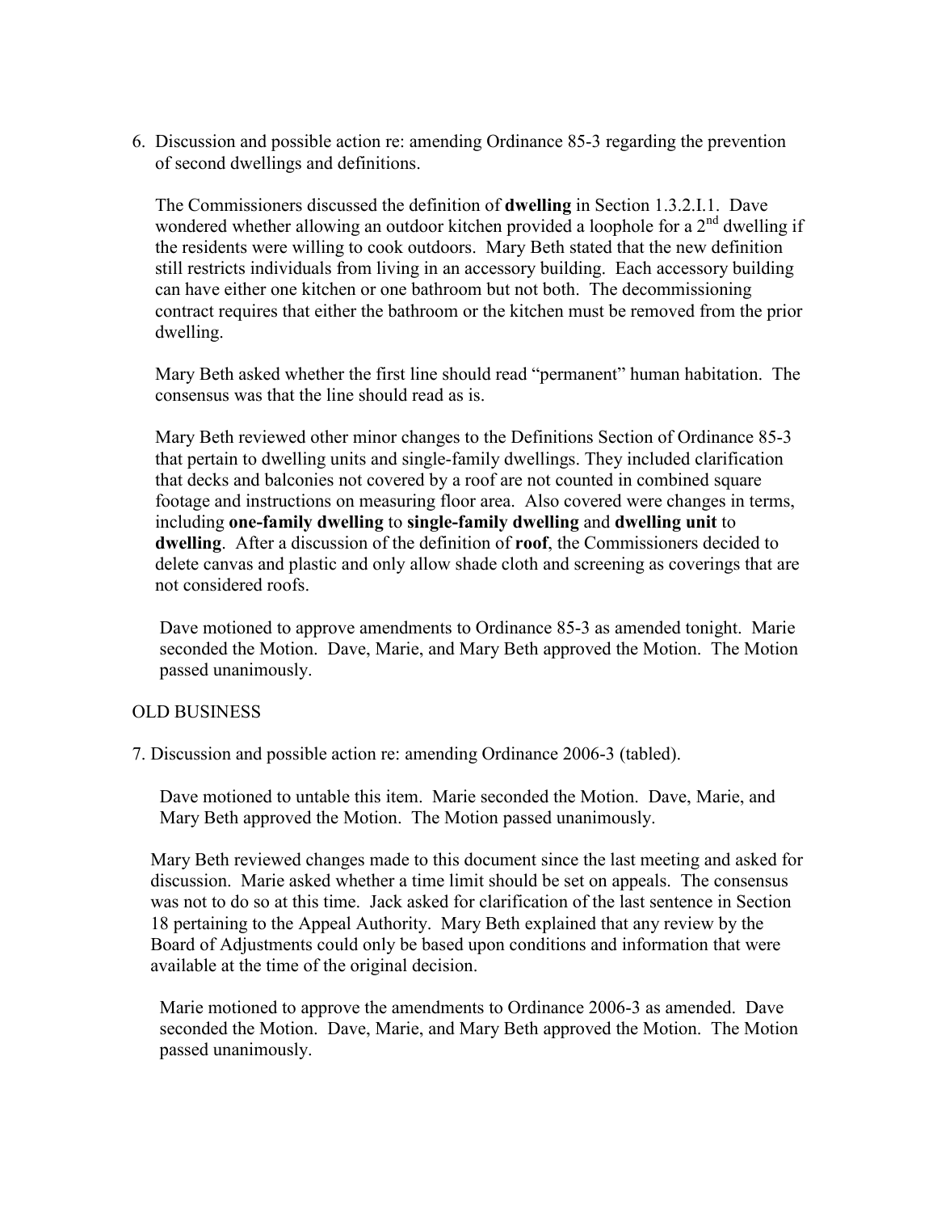6. Discussion and possible action re: amending Ordinance 85-3 regarding the prevention of second dwellings and definitions.

   The Commissioners discussed the definition of **dwelling** in Section 1.3.2.I.1. Dave wondered whether allowing an outdoor kitchen provided a loophole for a 2nd dwelling if the residents were willing to cook outdoors. Mary Beth stated that the new definition still restricts individuals from living in an accessory building. Each accessory building can have either one kitchen or one bathroom but not both. The decommissioning contract requires that either the bathroom or the kitchen must be removed from the prior dwelling.

   Mary Beth asked whether the first line should read "permanent" human habitation. The consensus was that the line should read as is.

   Mary Beth reviewed other minor changes to the Definitions Section of Ordinance 85-3 that pertain to dwelling units and single-family dwellings. They included clarification that decks and balconies not covered by a roof are not counted in combined square footage and instructions on measuring floor area. Also covered were changes in terms, including **one-family dwelling** to **single-family dwelling** and **dwelling unit** to **dwelling**. After a discussion of the definition of **roof**, the Commissioners decided to delete canvas and plastic and only allow shade cloth and screening as coverings that are not considered roofs.

   Dave motioned to approve amendments to Ordinance 85-3 as amended tonight. Marie seconded the Motion. Dave, Marie, and Mary Beth approved the Motion. The Motion passed unanimously.

OLD BUSINESS

7. Discussion and possible action re: amending Ordinance 2006-3 (tabled).

   Dave motioned to untable this item. Marie seconded the Motion. Dave, Marie, and Mary Beth approved the Motion. The Motion passed unanimously.

   Mary Beth reviewed changes made to this document since the last meeting and asked for discussion. Marie asked whether a time limit should be set on appeals. The consensus was not to do so at this time. Jack asked for clarification of the last sentence in Section 18 pertaining to the Appeal Authority. Mary Beth explained that any review by the Board of Adjustments could only be based upon conditions and information that were available at the time of the original decision.

   Marie motioned to approve the amendments to Ordinance 2006-3 as amended. Dave seconded the Motion. Dave, Marie, and Mary Beth approved the Motion. The Motion passed unanimously.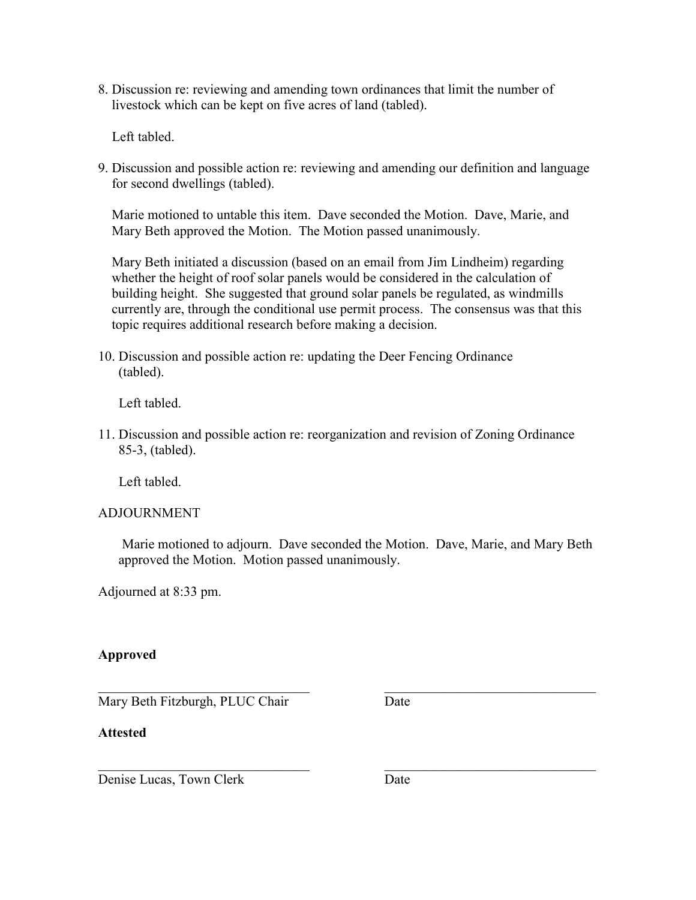8. Discussion re: reviewing and amending town ordinances that limit the number of livestock which can be kept on five acres of land (tabled).

   Left tabled.

9. Discussion and possible action re: reviewing and amending our definition and language for second dwellings (tabled).

   Marie motioned to untable this item. Dave seconded the Motion. Dave, Marie, and Mary Beth approved the Motion. The Motion passed unanimously.

   Mary Beth initiated a discussion (based on an email from Jim Lindheim) regarding whether the height of roof solar panels would be considered in the calculation of building height. She suggested that ground solar panels be regulated, as windmills currently are, through the conditional use permit process. The consensus was that this topic requires additional research before making a decision.

10. Discussion and possible action re: updating the Deer Fencing Ordinance (tabled).

    Left tabled.

11. Discussion and possible action re: reorganization and revision of Zoning Ordinance 85-3, (tabled).

    Left tabled.

ADJOURNMENT

Marie motioned to adjourn. Dave seconded the Motion. Dave, Marie, and Mary Beth approved the Motion. Motion passed unanimously.

Adjourned at 8:33 pm.

**Approved**

| | |
|---|---|
| ________________________________ | ________________________________ |
| Mary Beth Fitzburgh, PLUC Chair | Date |

**Attested**

| | |
|---|---|
| ________________________________ | ________________________________ |
| Denise Lucas, Town Clerk | Date |